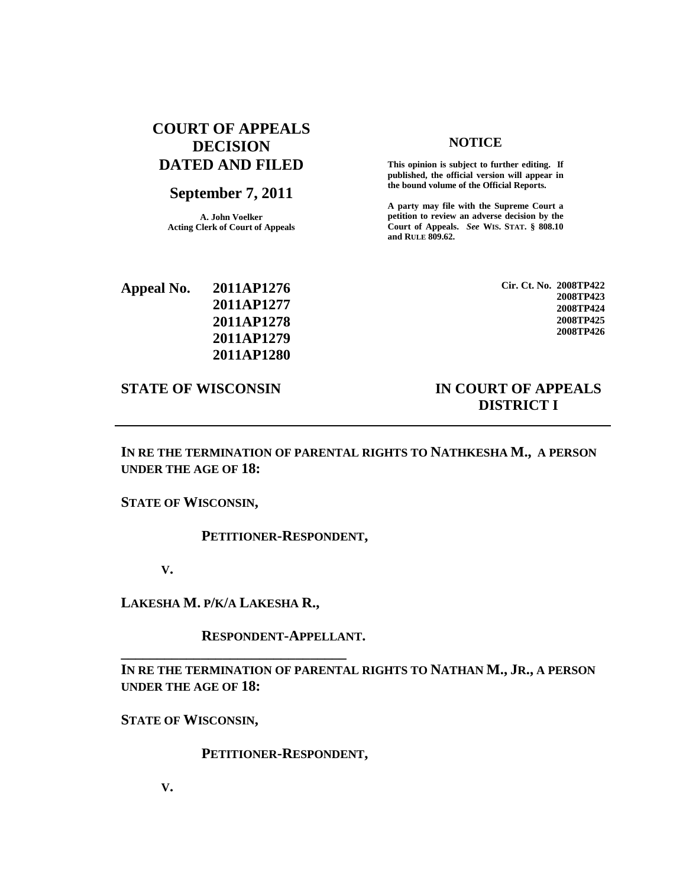# COURT OF APPEALS DECISION DATED AND FILED

## September 7, 2011

**A. John Voelker**
**Acting Clerk of Court of Appeals**

### NOTICE

**This opinion is subject to further editing. If published, the official version will appear in the bound volume of the Official Reports.**

**A party may file with the Supreme Court a petition to review an adverse decision by the Court of Appeals.** ***See*** **WIS. STAT. § 808.10 and RULE 809.62.**

**Appeal No. 2011AP1276**
**2011AP1277**
**2011AP1278**
**2011AP1279**
**2011AP1280**

**Cir. Ct. No. 2008TP422**
**2008TP423**
**2008TP424**
**2008TP425**
**2008TP426**

**STATE OF WISCONSIN** **IN COURT OF APPEALS**
**DISTRICT I**

---

**IN RE THE TERMINATION OF PARENTAL RIGHTS TO NATHKESHA M., A PERSON UNDER THE AGE OF 18:**

**STATE OF WISCONSIN,**

**PETITIONER-RESPONDENT,**

**V.**

**LAKESHA M. P/K/A LAKESHA R.,**

**RESPONDENT-APPELLANT.**

---

**IN RE THE TERMINATION OF PARENTAL RIGHTS TO NATHAN M., JR., A PERSON UNDER THE AGE OF 18:**

**STATE OF WISCONSIN,**

**PETITIONER-RESPONDENT,**

**V.**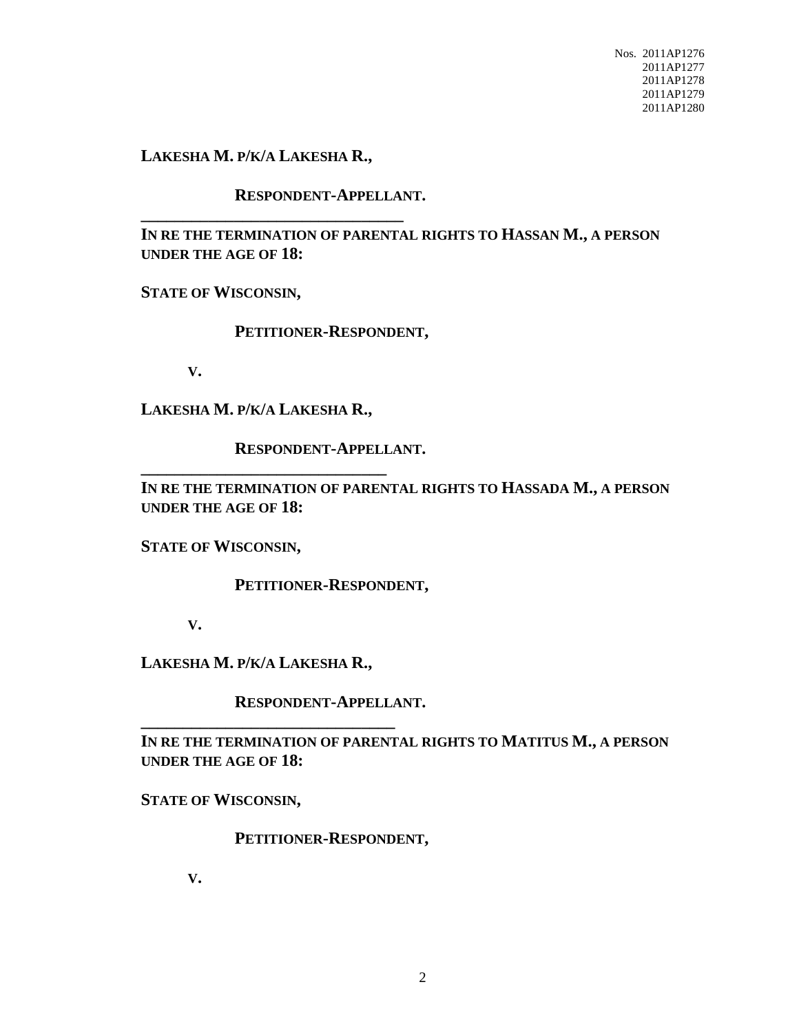Nos. 2011AP1276
2011AP1277
2011AP1278
2011AP1279
2011AP1280

**LAKESHA M. P/K/A LAKESHA R.,**

**RESPONDENT-APPELLANT.**

---

**IN RE THE TERMINATION OF PARENTAL RIGHTS TO HASSAN M., A PERSON UNDER THE AGE OF 18:**

**STATE OF WISCONSIN,**

**PETITIONER-RESPONDENT,**

**V.**

**LAKESHA M. P/K/A LAKESHA R.,**

**RESPONDENT-APPELLANT.**

---

**IN RE THE TERMINATION OF PARENTAL RIGHTS TO HASSADA M., A PERSON UNDER THE AGE OF 18:**

**STATE OF WISCONSIN,**

**PETITIONER-RESPONDENT,**

**V.**

**LAKESHA M. P/K/A LAKESHA R.,**

**RESPONDENT-APPELLANT.**

---

**IN RE THE TERMINATION OF PARENTAL RIGHTS TO MATITUS M., A PERSON UNDER THE AGE OF 18:**

**STATE OF WISCONSIN,**

**PETITIONER-RESPONDENT,**

**V.**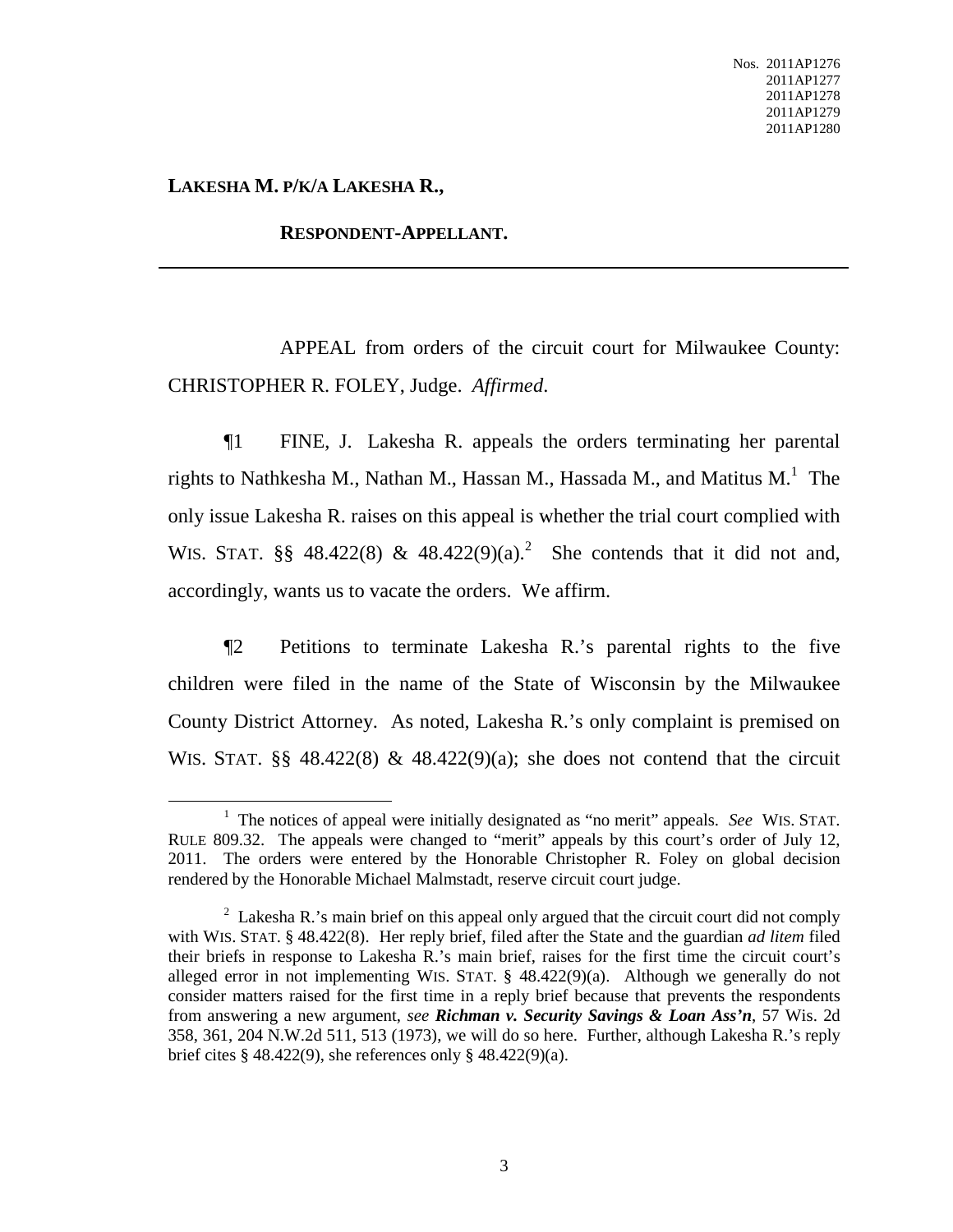**LAKESHA M. P/K/A LAKESHA R.,**

**RESPONDENT-APPELLANT.**

---

APPEAL from orders of the circuit court for Milwaukee County: CHRISTOPHER R. FOLEY, Judge. *Affirmed*.

¶1 FINE, J. Lakesha R. appeals the orders terminating her parental rights to Nathkesha M., Nathan M., Hassan M., Hassada M., and Matitus M.[1] The only issue Lakesha R. raises on this appeal is whether the trial court complied with WIS. STAT. §§ 48.422(8) & 48.422(9)(a).[2] She contends that it did not and, accordingly, wants us to vacate the orders. We affirm.

¶2 Petitions to terminate Lakesha R.'s parental rights to the five children were filed in the name of the State of Wisconsin by the Milwaukee County District Attorney. As noted, Lakesha R.'s only complaint is premised on WIS. STAT. §§ 48.422(8) & 48.422(9)(a); she does not contend that the circuit

---

[1] The notices of appeal were initially designated as "no merit" appeals. *See* WIS. STAT. RULE 809.32. The appeals were changed to "merit" appeals by this court's order of July 12, 2011. The orders were entered by the Honorable Christopher R. Foley on global decision rendered by the Honorable Michael Malmstadt, reserve circuit court judge.

[2] Lakesha R.'s main brief on this appeal only argued that the circuit court did not comply with WIS. STAT. § 48.422(8). Her reply brief, filed after the State and the guardian *ad litem* filed their briefs in response to Lakesha R.'s main brief, raises for the first time the circuit court's alleged error in not implementing WIS. STAT. § 48.422(9)(a). Although we generally do not consider matters raised for the first time in a reply brief because that prevents the respondents from answering a new argument, *see* ***Richman v. Security Savings & Loan Ass'n***, 57 Wis. 2d 358, 361, 204 N.W.2d 511, 513 (1973), we will do so here. Further, although Lakesha R.'s reply brief cites § 48.422(9), she references only § 48.422(9)(a).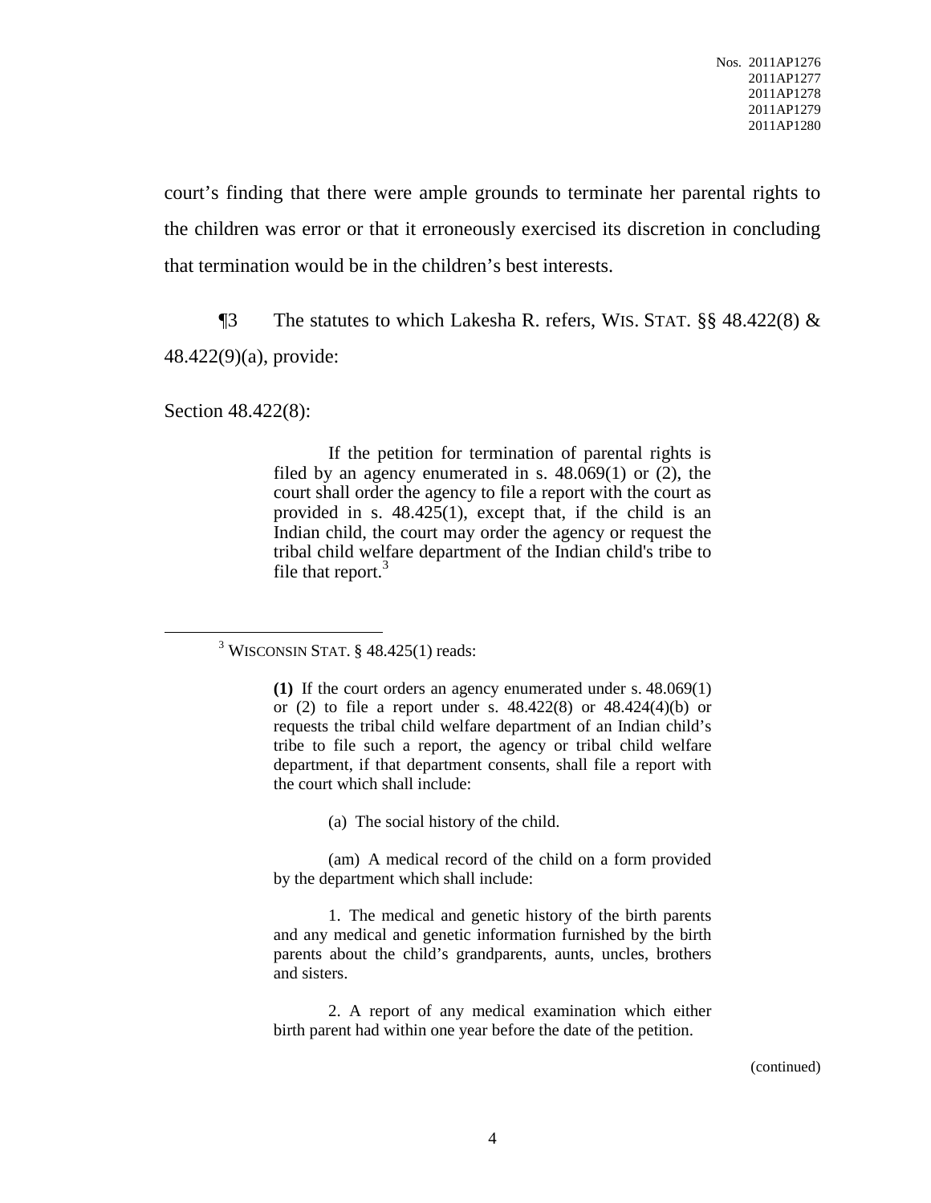court's finding that there were ample grounds to terminate her parental rights to the children was error or that it erroneously exercised its discretion in concluding that termination would be in the children's best interests.

¶3 The statutes to which Lakesha R. refers, WIS. STAT. §§ 48.422(8) & 48.422(9)(a), provide:

Section 48.422(8):

> If the petition for termination of parental rights is filed by an agency enumerated in s. 48.069(1) or (2), the court shall order the agency to file a report with the court as provided in s. 48.425(1), except that, if the child is an Indian child, the court may order the agency or request the tribal child welfare department of the Indian child's tribe to file that report.[3]

---

[3] WISCONSIN STAT. § 48.425(1) reads:

> **(1)** If the court orders an agency enumerated under s. 48.069(1) or (2) to file a report under s. 48.422(8) or 48.424(4)(b) or requests the tribal child welfare department of an Indian child's tribe to file such a report, the agency or tribal child welfare department, if that department consents, shall file a report with the court which shall include:
>
> (a) The social history of the child.
>
> (am) A medical record of the child on a form provided by the department which shall include:
>
> 1. The medical and genetic history of the birth parents and any medical and genetic information furnished by the birth parents about the child's grandparents, aunts, uncles, brothers and sisters.
>
> 2. A report of any medical examination which either birth parent had within one year before the date of the petition.

(continued)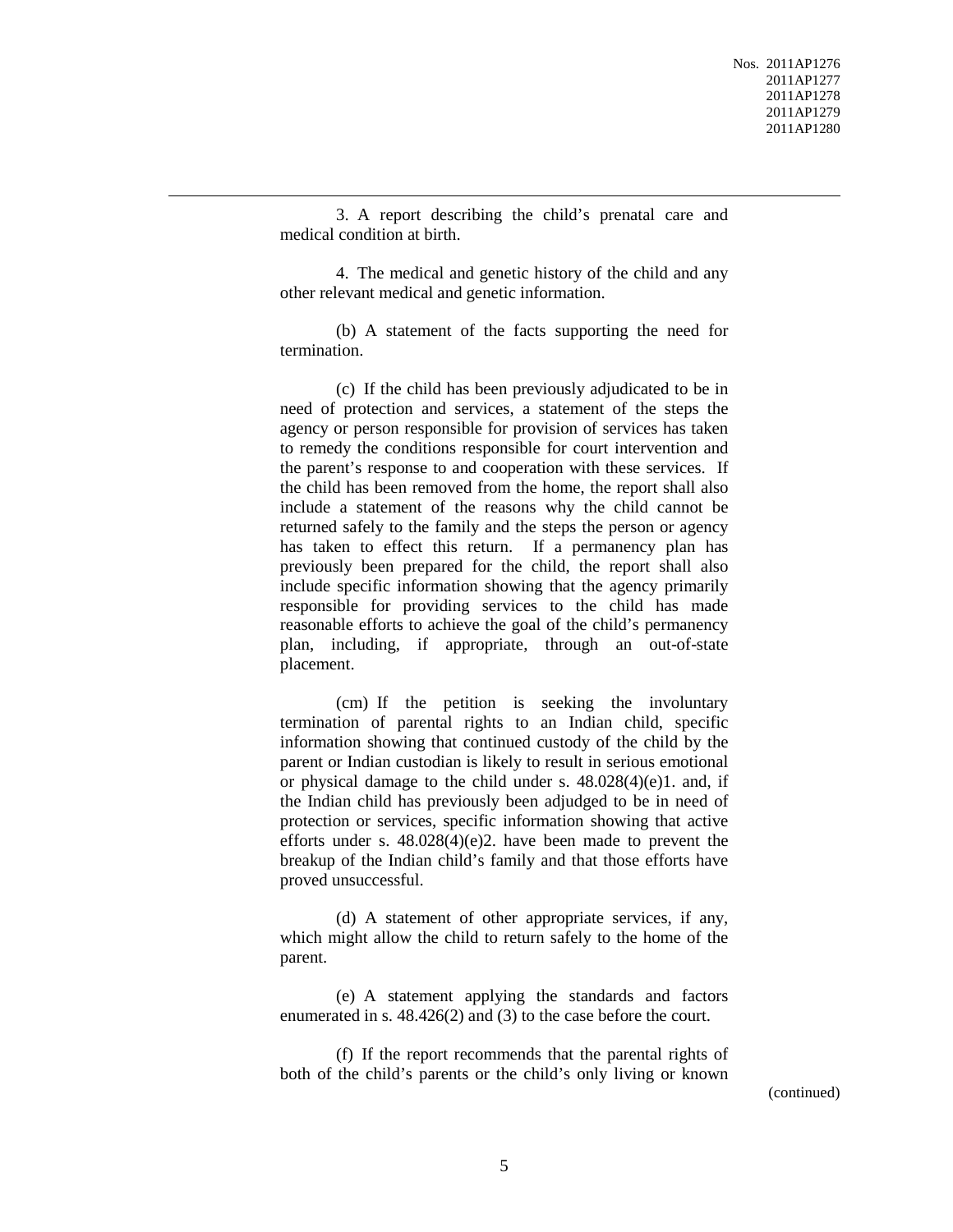3. A report describing the child's prenatal care and medical condition at birth.

4. The medical and genetic history of the child and any other relevant medical and genetic information.

(b) A statement of the facts supporting the need for termination.

(c) If the child has been previously adjudicated to be in need of protection and services, a statement of the steps the agency or person responsible for provision of services has taken to remedy the conditions responsible for court intervention and the parent's response to and cooperation with these services. If the child has been removed from the home, the report shall also include a statement of the reasons why the child cannot be returned safely to the family and the steps the person or agency has taken to effect this return. If a permanency plan has previously been prepared for the child, the report shall also include specific information showing that the agency primarily responsible for providing services to the child has made reasonable efforts to achieve the goal of the child's permanency plan, including, if appropriate, through an out-of-state placement.

(cm) If the petition is seeking the involuntary termination of parental rights to an Indian child, specific information showing that continued custody of the child by the parent or Indian custodian is likely to result in serious emotional or physical damage to the child under s. 48.028(4)(e)1. and, if the Indian child has previously been adjudged to be in need of protection or services, specific information showing that active efforts under s. 48.028(4)(e)2. have been made to prevent the breakup of the Indian child's family and that those efforts have proved unsuccessful.

(d) A statement of other appropriate services, if any, which might allow the child to return safely to the home of the parent.

(e) A statement applying the standards and factors enumerated in s. 48.426(2) and (3) to the case before the court.

(f) If the report recommends that the parental rights of both of the child's parents or the child's only living or known

(continued)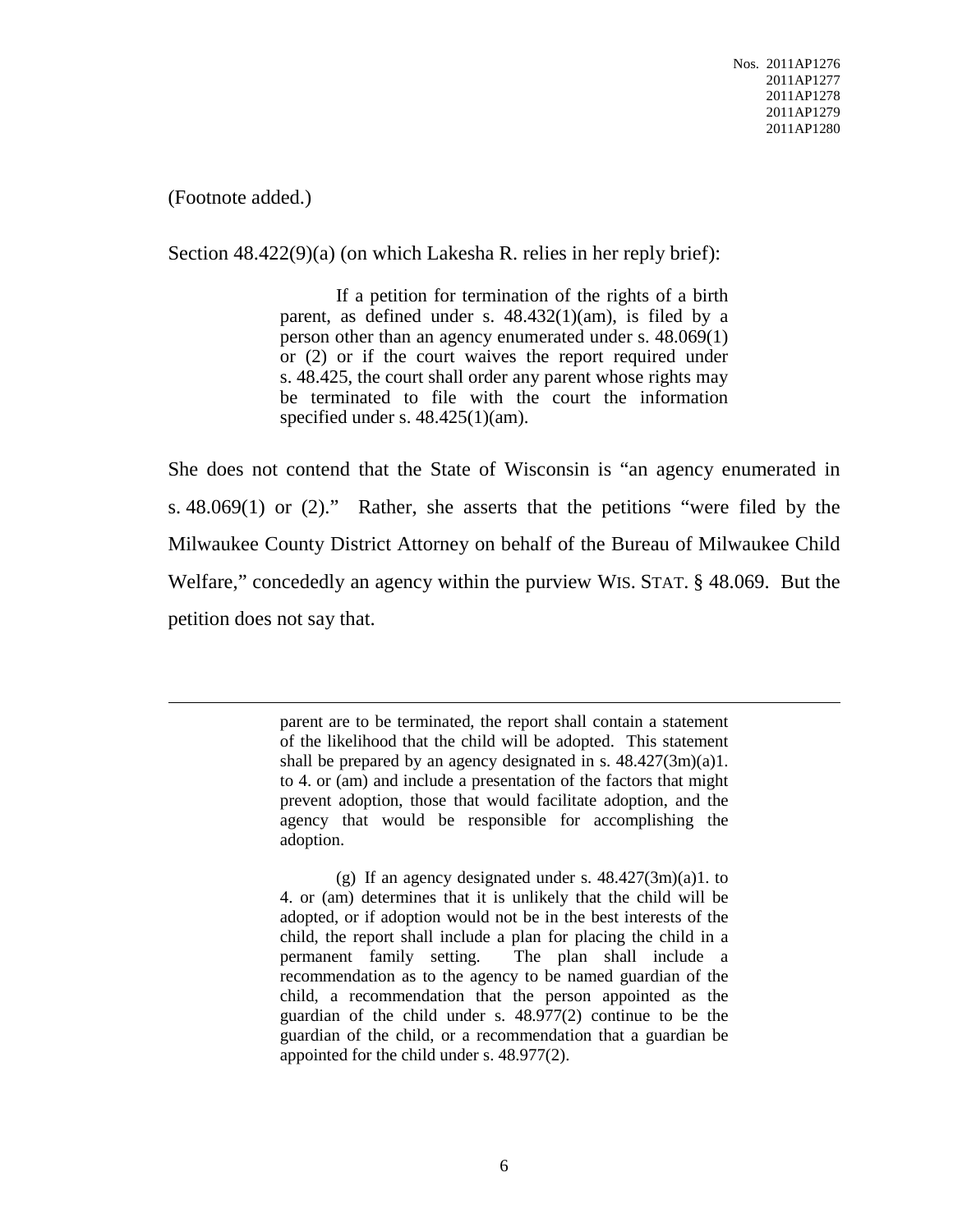(Footnote added.)

Section 48.422(9)(a) (on which Lakesha R. relies in her reply brief):

> If a petition for termination of the rights of a birth parent, as defined under s. 48.432(1)(am), is filed by a person other than an agency enumerated under s. 48.069(1) or (2) or if the court waives the report required under s. 48.425, the court shall order any parent whose rights may be terminated to file with the court the information specified under s. 48.425(1)(am).

She does not contend that the State of Wisconsin is "an agency enumerated in s. 48.069(1) or (2)." Rather, she asserts that the petitions "were filed by the Milwaukee County District Attorney on behalf of the Bureau of Milwaukee Child Welfare," concededly an agency within the purview WIS. STAT. § 48.069. But the petition does not say that.

---

> parent are to be terminated, the report shall contain a statement of the likelihood that the child will be adopted. This statement shall be prepared by an agency designated in s. 48.427(3m)(a)1. to 4. or (am) and include a presentation of the factors that might prevent adoption, those that would facilitate adoption, and the agency that would be responsible for accomplishing the adoption.
>
> (g) If an agency designated under s. 48.427(3m)(a)1. to 4. or (am) determines that it is unlikely that the child will be adopted, or if adoption would not be in the best interests of the child, the report shall include a plan for placing the child in a permanent family setting. The plan shall include a recommendation as to the agency to be named guardian of the child, a recommendation that the person appointed as the guardian of the child under s. 48.977(2) continue to be the guardian of the child, or a recommendation that a guardian be appointed for the child under s. 48.977(2).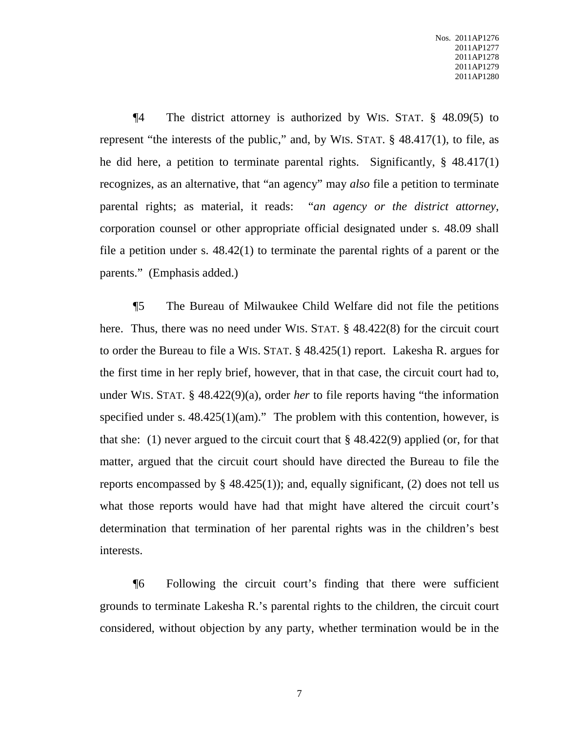¶4 The district attorney is authorized by WIS. STAT. § 48.09(5) to represent "the interests of the public," and, by WIS. STAT. § 48.417(1), to file, as he did here, a petition to terminate parental rights. Significantly, § 48.417(1) recognizes, as an alternative, that "an agency" may *also* file a petition to terminate parental rights; as material, it reads: "*an agency or the district attorney*, corporation counsel or other appropriate official designated under s. 48.09 shall file a petition under s. 48.42(1) to terminate the parental rights of a parent or the parents." (Emphasis added.)

¶5 The Bureau of Milwaukee Child Welfare did not file the petitions here. Thus, there was no need under WIS. STAT. § 48.422(8) for the circuit court to order the Bureau to file a WIS. STAT. § 48.425(1) report. Lakesha R. argues for the first time in her reply brief, however, that in that case, the circuit court had to, under WIS. STAT. § 48.422(9)(a), order *her* to file reports having "the information specified under s. 48.425(1)(am)." The problem with this contention, however, is that she: (1) never argued to the circuit court that § 48.422(9) applied (or, for that matter, argued that the circuit court should have directed the Bureau to file the reports encompassed by § 48.425(1)); and, equally significant, (2) does not tell us what those reports would have had that might have altered the circuit court's determination that termination of her parental rights was in the children's best interests.

¶6 Following the circuit court's finding that there were sufficient grounds to terminate Lakesha R.'s parental rights to the children, the circuit court considered, without objection by any party, whether termination would be in the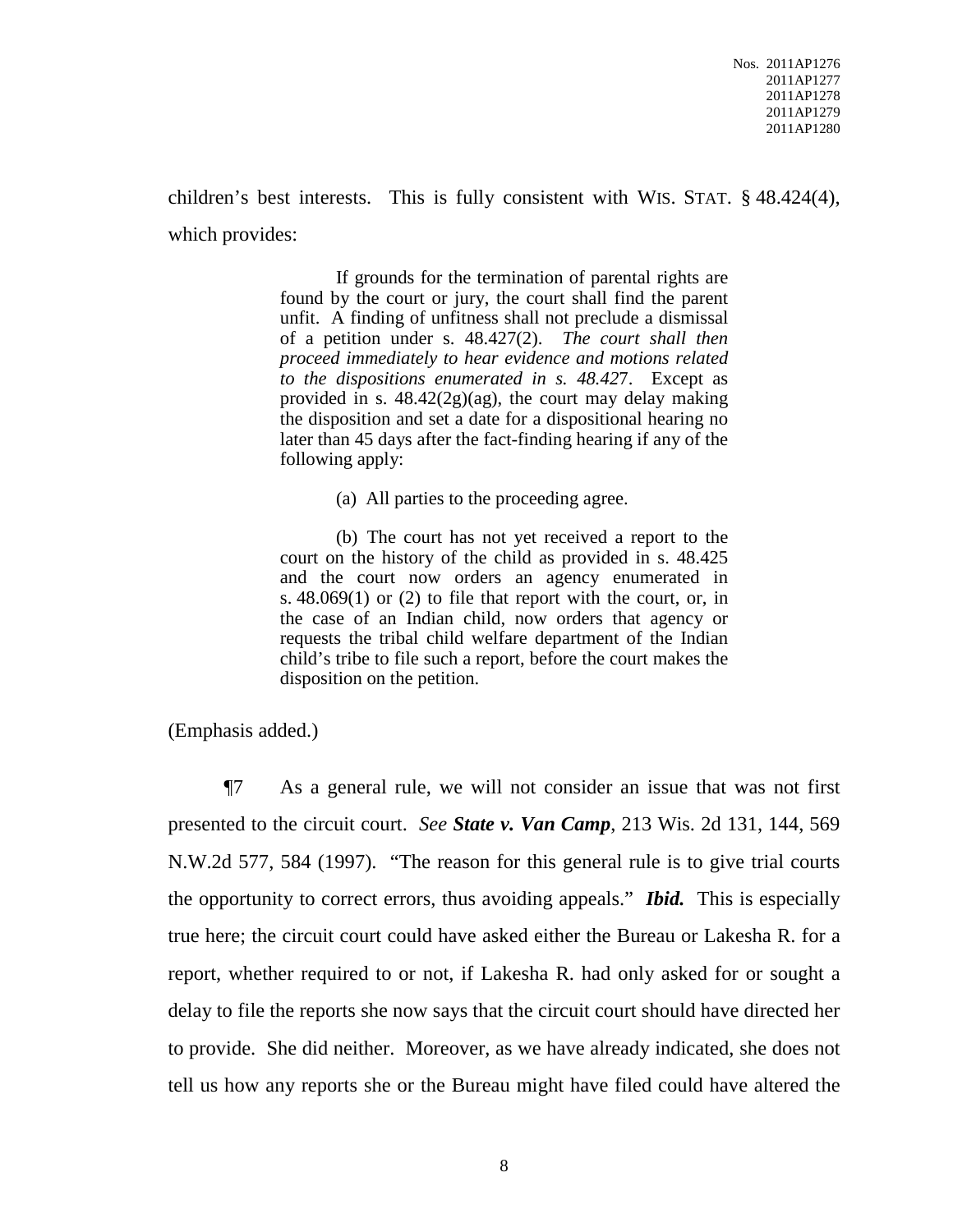children's best interests. This is fully consistent with WIS. STAT. § 48.424(4), which provides:

> If grounds for the termination of parental rights are found by the court or jury, the court shall find the parent unfit. A finding of unfitness shall not preclude a dismissal of a petition under s. 48.427(2). *The court shall then proceed immediately to hear evidence and motions related to the dispositions enumerated in s. 48.427*. Except as provided in s. 48.42(2g)(ag), the court may delay making the disposition and set a date for a dispositional hearing no later than 45 days after the fact-finding hearing if any of the following apply:
>
> (a) All parties to the proceeding agree.
>
> (b) The court has not yet received a report to the court on the history of the child as provided in s. 48.425 and the court now orders an agency enumerated in s. 48.069(1) or (2) to file that report with the court, or, in the case of an Indian child, now orders that agency or requests the tribal child welfare department of the Indian child's tribe to file such a report, before the court makes the disposition on the petition.

(Emphasis added.)

¶7 As a general rule, we will not consider an issue that was not first presented to the circuit court. *See* ***State v. Van Camp***, 213 Wis. 2d 131, 144, 569 N.W.2d 577, 584 (1997). "The reason for this general rule is to give trial courts the opportunity to correct errors, thus avoiding appeals." ***Ibid.*** This is especially true here; the circuit court could have asked either the Bureau or Lakesha R. for a report, whether required to or not, if Lakesha R. had only asked for or sought a delay to file the reports she now says that the circuit court should have directed her to provide. She did neither. Moreover, as we have already indicated, she does not tell us how any reports she or the Bureau might have filed could have altered the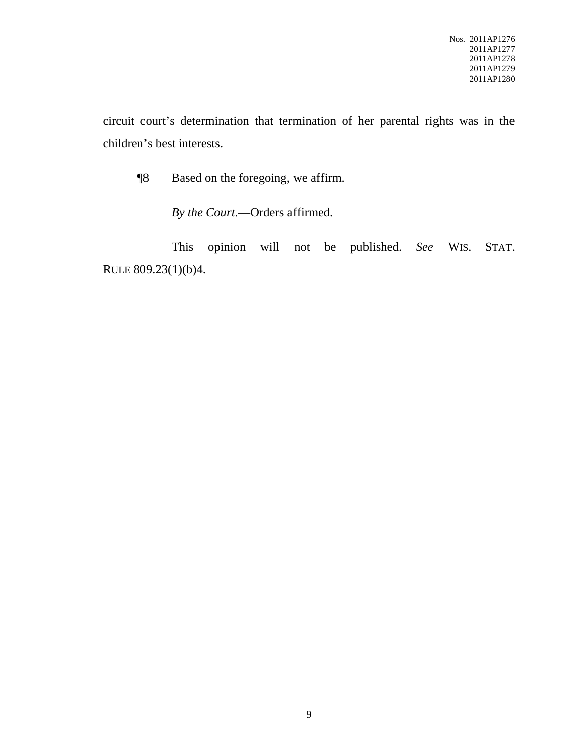circuit court's determination that termination of her parental rights was in the children's best interests.

¶8 Based on the foregoing, we affirm.

*By the Court*.—Orders affirmed.

This opinion will not be published. *See* WIS. STAT. RULE 809.23(1)(b)4.